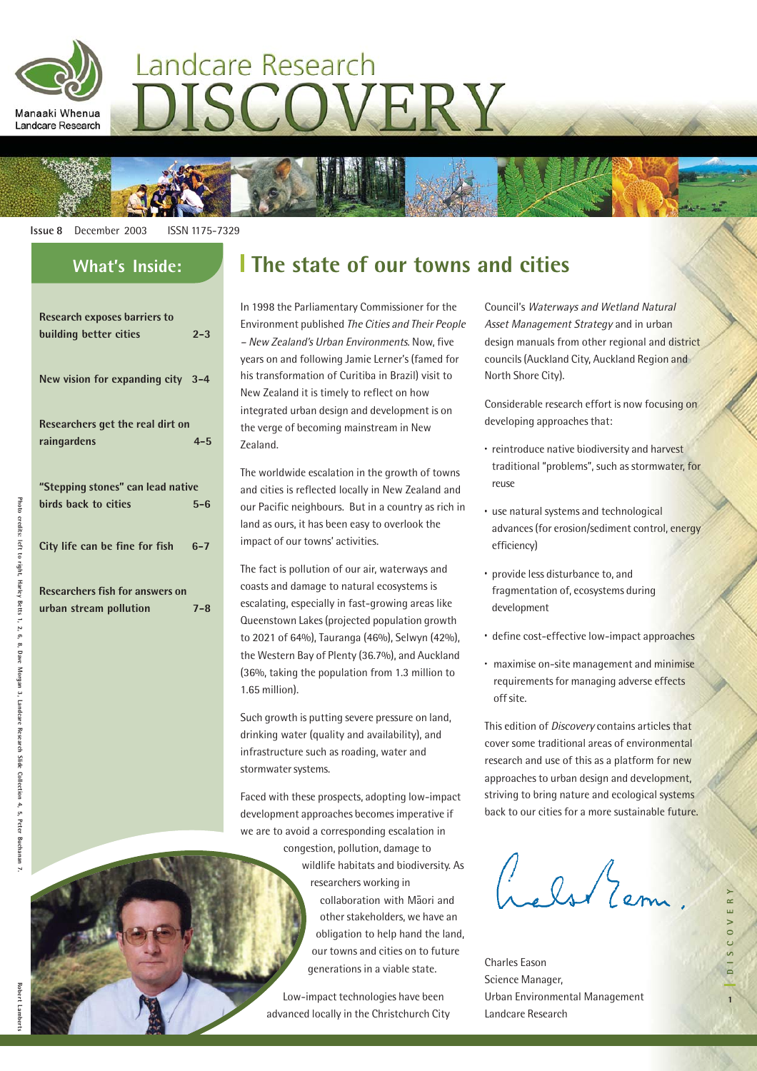Manaaki Whenua
Landcare Research

# Landcare Research DISCOVERY

**Issue 8** December 2003 ISSN 1175-7329

## What's Inside:

**Research exposes barriers to building better cities** 2–3

**New vision for expanding city** 3–4

**Researchers get the real dirt on raingardens** 4–5

**"Stepping stones" can lead native birds back to cities** 5–6

**City life can be fine for fish** 6–7

**Researchers fish for answers on urban stream pollution** 7–8

Photo credits: left to right, Harley Betts 1, 2, 6, 8; Dave Morgan 3; Landcare Research Slide Collection 4, 5; Peter Buchanan 7.

Robert Lamberts

# The state of our towns and cities

In 1998 the Parliamentary Commissioner for the Environment published *The Cities and Their People – New Zealand's Urban Environments*. Now, five years on and following Jamie Lerner's (famed for his transformation of Curitiba in Brazil) visit to New Zealand it is timely to reflect on how integrated urban design and development is on the verge of becoming mainstream in New Zealand.

The worldwide escalation in the growth of towns and cities is reflected locally in New Zealand and our Pacific neighbours. But in a country as rich in land as ours, it has been easy to overlook the impact of our towns' activities.

The fact is pollution of our air, waterways and coasts and damage to natural ecosystems is escalating, especially in fast-growing areas like Queenstown Lakes (projected population growth to 2021 of 64%), Tauranga (46%), Selwyn (42%), the Western Bay of Plenty (36.7%), and Auckland (36%, taking the population from 1.3 million to 1.65 million).

Such growth is putting severe pressure on land, drinking water (quality and availability), and infrastructure such as roading, water and stormwater systems.

Faced with these prospects, adopting low-impact development approaches becomes imperative if we are to avoid a corresponding escalation in congestion, pollution, damage to wildlife habitats and biodiversity. As researchers working in collaboration with Māori and other stakeholders, we have an obligation to help hand the land, our towns and cities on to future generations in a viable state.

Low-impact technologies have been advanced locally in the Christchurch City Council's *Waterways and Wetland Natural Asset Management Strategy* and in urban design manuals from other regional and district councils (Auckland City, Auckland Region and North Shore City).

Considerable research effort is now focusing on developing approaches that:

- reintroduce native biodiversity and harvest traditional "problems", such as stormwater, for reuse
- use natural systems and technological advances (for erosion/sediment control, energy efficiency)
- provide less disturbance to, and fragmentation of, ecosystems during development
- define cost-effective low-impact approaches
- maximise on-site management and minimise requirements for managing adverse effects off site.

This edition of *Discovery* contains articles that cover some traditional areas of environmental research and use of this as a platform for new approaches to urban design and development, striving to bring nature and ecological systems back to our cities for a more sustainable future.

Charles Eason
Science Manager,
Urban Environmental Management
Landcare Research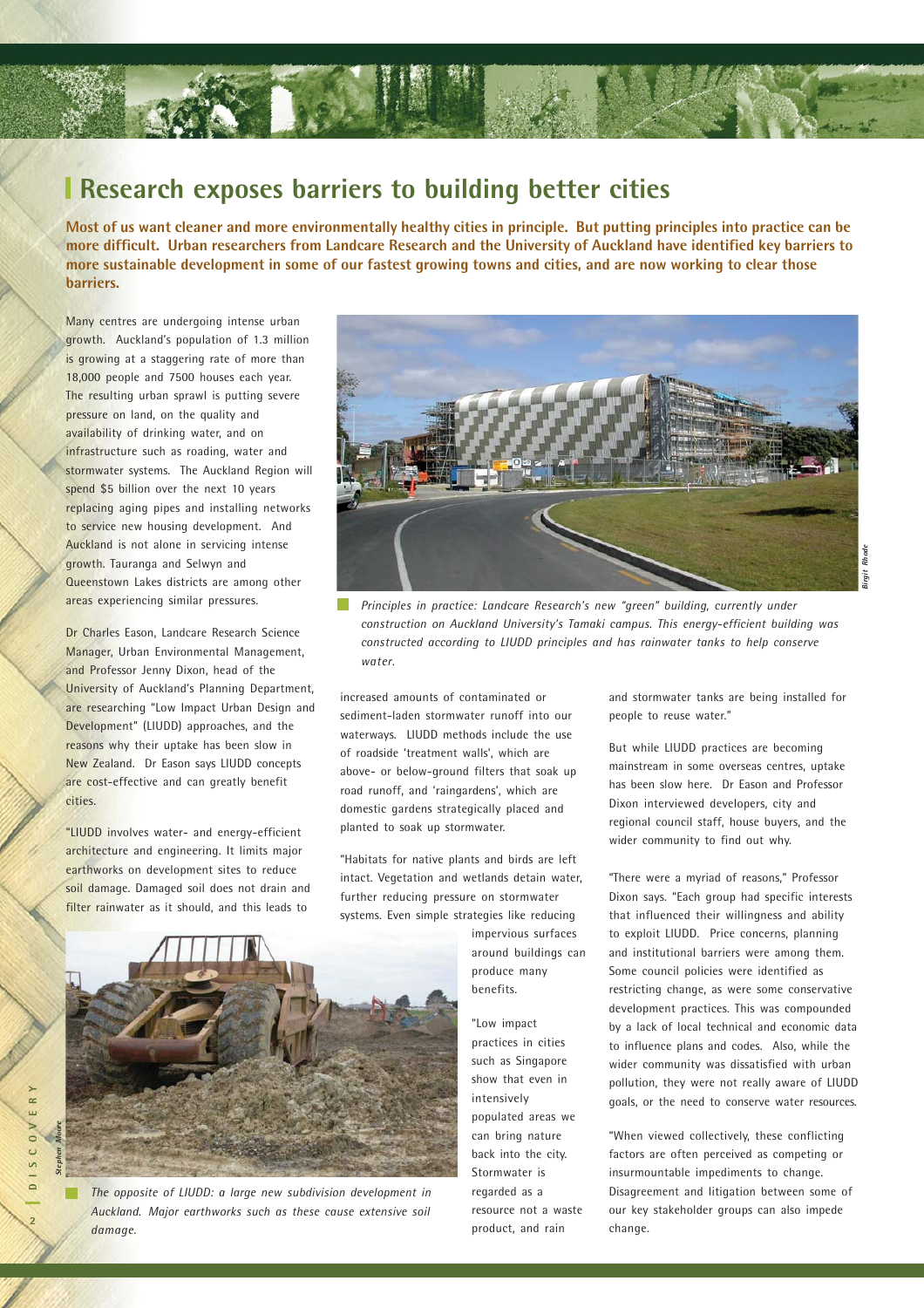# Research exposes barriers to building better cities

**Most of us want cleaner and more environmentally healthy cities in principle. But putting principles into practice can be more difficult. Urban researchers from Landcare Research and the University of Auckland have identified key barriers to more sustainable development in some of our fastest growing towns and cities, and are now working to clear those barriers.**

Many centres are undergoing intense urban growth. Auckland's population of 1.3 million is growing at a staggering rate of more than 18,000 people and 7500 houses each year. The resulting urban sprawl is putting severe pressure on land, on the quality and availability of drinking water, and on infrastructure such as roading, water and stormwater systems. The Auckland Region will spend $5 billion over the next 10 years replacing aging pipes and installing networks to service new housing development. And Auckland is not alone in servicing intense growth. Tauranga and Selwyn and Queenstown Lakes districts are among other areas experiencing similar pressures.

Dr Charles Eason, Landcare Research Science Manager, Urban Environmental Management, and Professor Jenny Dixon, head of the University of Auckland's Planning Department, are researching "Low Impact Urban Design and Development" (LIUDD) approaches, and the reasons why their uptake has been slow in New Zealand. Dr Eason says LIUDD concepts are cost-effective and can greatly benefit cities.

"LIUDD involves water- and energy-efficient architecture and engineering. It limits major earthworks on development sites to reduce soil damage. Damaged soil does not drain and filter rainwater as it should, and this leads to increased amounts of contaminated or sediment-laden stormwater runoff into our waterways. LIUDD methods include the use of roadside 'treatment walls', which are above- or below-ground filters that soak up road runoff, and 'raingardens', which are domestic gardens strategically placed and planted to soak up stormwater.

"Habitats for native plants and birds are left intact. Vegetation and wetlands detain water, further reducing pressure on stormwater systems. Even simple strategies like reducing impervious surfaces around buildings can produce many benefits.

"Low impact practices in cities such as Singapore show that even in intensively populated areas we can bring nature back into the city. Stormwater is regarded as a resource not a waste product, and rain and stormwater tanks are being installed for people to reuse water."

But while LIUDD practices are becoming mainstream in some overseas centres, uptake has been slow here. Dr Eason and Professor Dixon interviewed developers, city and regional council staff, house buyers, and the wider community to find out why.

"There were a myriad of reasons," Professor Dixon says. "Each group had specific interests that influenced their willingness and ability to exploit LIUDD. Price concerns, planning and institutional barriers were among them. Some council policies were identified as restricting change, as were some conservative development practices. This was compounded by a lack of local technical and economic data to influence plans and codes. Also, while the wider community was dissatisfied with urban pollution, they were not really aware of LIUDD goals, or the need to conserve water resources.

"When viewed collectively, these conflicting factors are often perceived as competing or insurmountable impediments to change. Disagreement and litigation between some of our key stakeholder groups can also impede change.

*Principles in practice: Landcare Research's new "green" building, currently under construction on Auckland University's Tamaki campus. This energy-efficient building was constructed according to LIUDD principles and has rainwater tanks to help conserve water.*

*The opposite of LIUDD: a large new subdivision development in Auckland. Major earthworks such as these cause extensive soil damage.*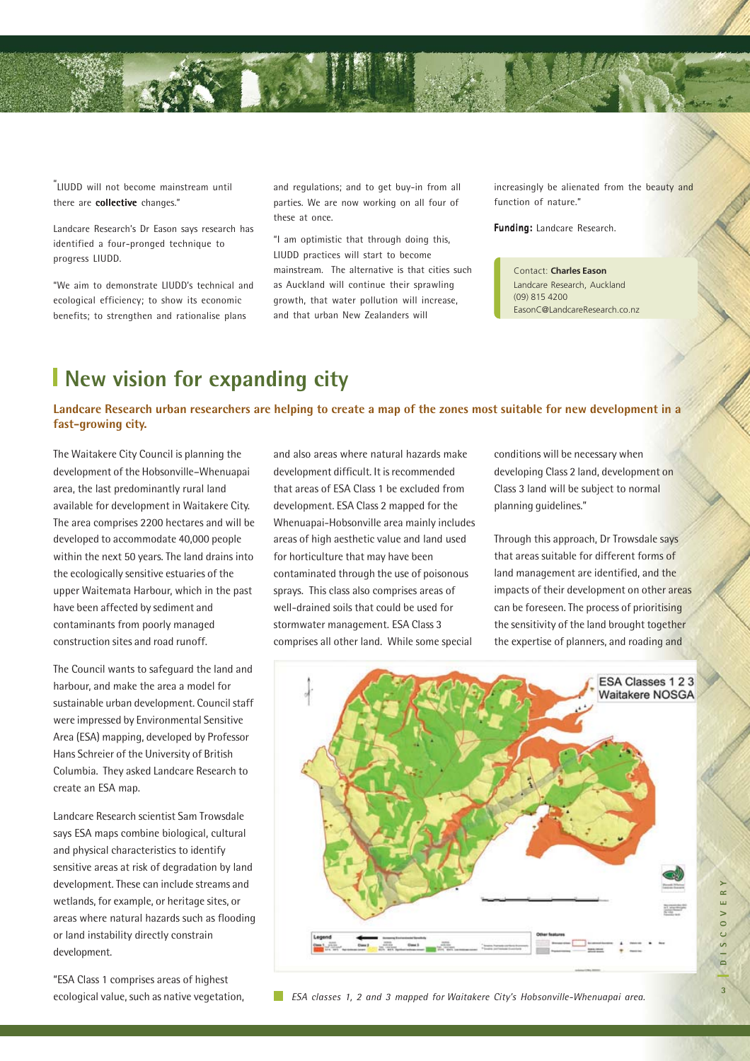"LIUDD will not become mainstream until there are **collective** changes."

Landcare Research's Dr Eason says research has identified a four-pronged technique to progress LIUDD.

"We aim to demonstrate LIUDD's technical and ecological efficiency; to show its economic benefits; to strengthen and rationalise plans and regulations; and to get buy-in from all parties. We are now working on all four of these at once.

"I am optimistic that through doing this, LIUDD practices will start to become mainstream. The alternative is that cities such as Auckland will continue their sprawling growth, that water pollution will increase, and that urban New Zealanders will increasingly be alienated from the beauty and function of nature."

**Funding:** Landcare Research.

Contact: **Charles Eason**
Landcare Research, Auckland
(09) 815 4200
EasonC@LandcareResearch.co.nz

# New vision for expanding city

**Landcare Research urban researchers are helping to create a map of the zones most suitable for new development in a fast-growing city.**

The Waitakere City Council is planning the development of the Hobsonville–Whenuapai area, the last predominantly rural land available for development in Waitakere City. The area comprises 2200 hectares and will be developed to accommodate 40,000 people within the next 50 years. The land drains into the ecologically sensitive estuaries of the upper Waitemata Harbour, which in the past have been affected by sediment and contaminants from poorly managed construction sites and road runoff.

The Council wants to safeguard the land and harbour, and make the area a model for sustainable urban development. Council staff were impressed by Environmental Sensitive Area (ESA) mapping, developed by Professor Hans Schreier of the University of British Columbia. They asked Landcare Research to create an ESA map.

Landcare Research scientist Sam Trowsdale says ESA maps combine biological, cultural and physical characteristics to identify sensitive areas at risk of degradation by land development. These can include streams and wetlands, for example, or heritage sites, or areas where natural hazards such as flooding or land instability directly constrain development.

"ESA Class 1 comprises areas of highest ecological value, such as native vegetation, and also areas where natural hazards make development difficult. It is recommended that areas of ESA Class 1 be excluded from development. ESA Class 2 mapped for the Whenuapai-Hobsonville area mainly includes areas of high aesthetic value and land used for horticulture that may have been contaminated through the use of poisonous sprays. This class also comprises areas of well-drained soils that could be used for stormwater management. ESA Class 3 comprises all other land. While some special conditions will be necessary when developing Class 2 land, development on Class 3 land will be subject to normal planning guidelines."

Through this approach, Dr Trowsdale says that areas suitable for different forms of land management are identified, and the impacts of their development on other areas can be foreseen. The process of prioritising the sensitivity of the land brought together the expertise of planners, and roading and

ESA classes 1, 2 and 3 mapped for Waitakere City's Hobsonville-Whenuapai area.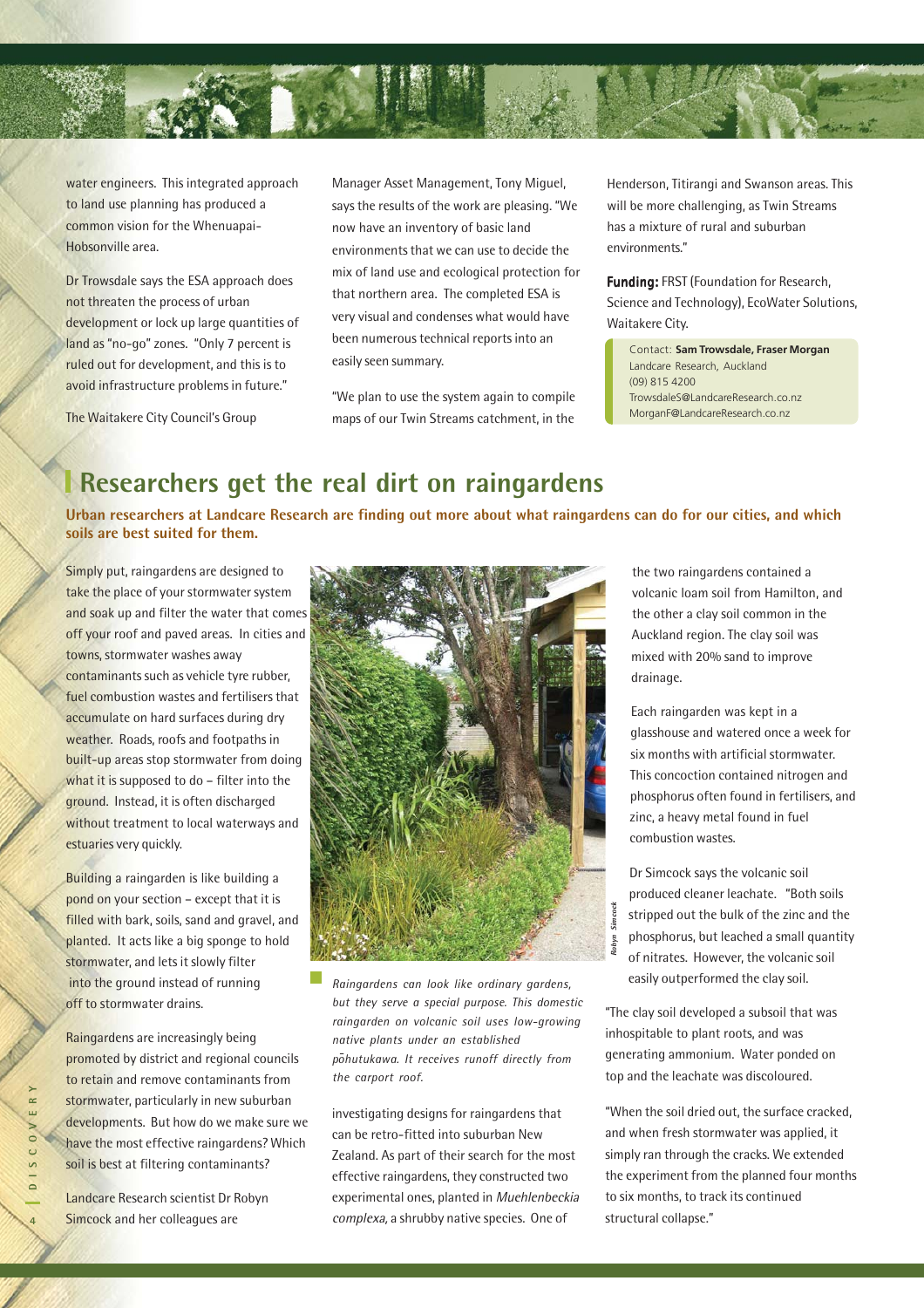water engineers. This integrated approach to land use planning has produced a common vision for the Whenuapai-Hobsonville area.

Dr Trowsdale says the ESA approach does not threaten the process of urban development or lock up large quantities of land as "no-go" zones. "Only 7 percent is ruled out for development, and this is to avoid infrastructure problems in future."

The Waitakere City Council's Group Manager Asset Management, Tony Miguel, says the results of the work are pleasing. "We now have an inventory of basic land environments that we can use to decide the mix of land use and ecological protection for that northern area. The completed ESA is very visual and condenses what would have been numerous technical reports into an easily seen summary.

"We plan to use the system again to compile maps of our Twin Streams catchment, in the Henderson, Titirangi and Swanson areas. This will be more challenging, as Twin Streams has a mixture of rural and suburban environments."

**Funding:** FRST (Foundation for Research, Science and Technology), EcoWater Solutions, Waitakere City.

Contact: **Sam Trowsdale, Fraser Morgan**
Landcare Research, Auckland
(09) 815 4200
TrowsdaleS@LandcareResearch.co.nz
MorganF@LandcareResearch.co.nz

## Researchers get the real dirt on raingardens

**Urban researchers at Landcare Research are finding out more about what raingardens can do for our cities, and which soils are best suited for them.**

Simply put, raingardens are designed to take the place of your stormwater system and soak up and filter the water that comes off your roof and paved areas. In cities and towns, stormwater washes away contaminants such as vehicle tyre rubber, fuel combustion wastes and fertilisers that accumulate on hard surfaces during dry weather. Roads, roofs and footpaths in built-up areas stop stormwater from doing what it is supposed to do – filter into the ground. Instead, it is often discharged without treatment to local waterways and estuaries very quickly.

Building a raingarden is like building a pond on your section – except that it is filled with bark, soils, sand and gravel, and planted. It acts like a big sponge to hold stormwater, and lets it slowly filter into the ground instead of running off to stormwater drains.

Raingardens are increasingly being promoted by district and regional councils to retain and remove contaminants from stormwater, particularly in new suburban developments. But how do we make sure we have the most effective raingardens? Which soil is best at filtering contaminants?

Landcare Research scientist Dr Robyn Simcock and her colleagues are investigating designs for raingardens that can be retro-fitted into suburban New Zealand. As part of their search for the most effective raingardens, they constructed two experimental ones, planted in *Muehlenbeckia complexa*, a shrubby native species. One of the two raingardens contained a volcanic loam soil from Hamilton, and the other a clay soil common in the Auckland region. The clay soil was mixed with 20% sand to improve drainage.

*Raingardens can look like ordinary gardens, but they serve a special purpose. This domestic raingarden on volcanic soil uses low-growing native plants under an established pōhutukawa. It receives runoff directly from the carport roof.*

Each raingarden was kept in a glasshouse and watered once a week for six months with artificial stormwater. This concoction contained nitrogen and phosphorus often found in fertilisers, and zinc, a heavy metal found in fuel combustion wastes.

Dr Simcock says the volcanic soil produced cleaner leachate. "Both soils stripped out the bulk of the zinc and the phosphorus, but leached a small quantity of nitrates. However, the volcanic soil easily outperformed the clay soil.

"The clay soil developed a subsoil that was inhospitable to plant roots, and was generating ammonium. Water ponded on top and the leachate was discoloured.

"When the soil dried out, the surface cracked, and when fresh stormwater was applied, it simply ran through the cracks. We extended the experiment from the planned four months to six months, to track its continued structural collapse."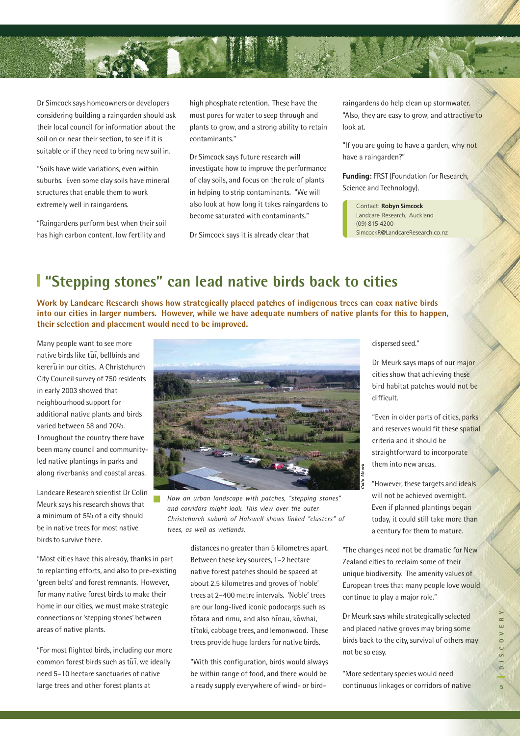Dr Simcock says homeowners or developers considering building a raingarden should ask their local council for information about the soil on or near their section, to see if it is suitable or if they need to bring new soil in.

"Soils have wide variations, even within suburbs. Even some clay soils have mineral structures that enable them to work extremely well in raingardens.

"Raingardens perform best when their soil has high carbon content, low fertility and high phosphate retention. These have the most pores for water to seep through and plants to grow, and a strong ability to retain contaminants."

Dr Simcock says future research will investigate how to improve the performance of clay soils, and focus on the role of plants in helping to strip contaminants. "We will also look at how long it takes raingardens to become saturated with contaminants."

Dr Simcock says it is already clear that raingardens do help clean up stormwater. "Also, they are easy to grow, and attractive to look at.

"If you are going to have a garden, why not have a raingarden?"

**Funding:** FRST (Foundation for Research, Science and Technology).

Contact: **Robyn Simcock**
Landcare Research, Auckland
(09) 815 4200
SimcockR@LandcareResearch.co.nz

## "Stepping stones" can lead native birds back to cities

**Work by Landcare Research shows how strategically placed patches of indigenous trees can coax native birds into our cities in larger numbers. However, while we have adequate numbers of native plants for this to happen, their selection and placement would need to be improved.**

Many people want to see more native birds like tūī, bellbirds and kererū in our cities. A Christchurch City Council survey of 750 residents in early 2003 showed that neighbourhood support for additional native plants and birds varied between 58 and 70%. Throughout the country there have been many council and community-led native plantings in parks and along riverbanks and coastal areas.

Landcare Research scientist Dr Colin Meurk says his research shows that a minimum of 5% of a city should be in native trees for most native birds to survive there.

"Most cities have this already, thanks in part to replanting efforts, and also to pre-existing 'green belts' and forest remnants. However, for many native forest birds to make their home in our cities, we must make strategic connections or 'stepping stones' between areas of native plants.

"For most flighted birds, including our more common forest birds such as tūī, we ideally need 5–10 hectare sanctuaries of native large trees and other forest plants at distances no greater than 5 kilometres apart. Between these key sources, 1–2 hectare native forest patches should be spaced at about 2.5 kilometres and groves of 'noble' trees at 2–400 metre intervals. 'Noble' trees are our long-lived iconic podocarps such as tōtara and rimu, and also hīnau, kōwhai, tītoki, cabbage trees, and lemonwood. These trees provide huge larders for native birds.

*How an urban landscape with patches, "stepping stones" and corridors might look. This view over the outer Christchurch suburb of Halswell shows linked "clusters" of trees, as well as wetlands.*

"With this configuration, birds would always be within range of food, and there would be a ready supply everywhere of wind- or bird-dispersed seed."

Dr Meurk says maps of our major cities show that achieving these bird habitat patches would not be difficult.

"Even in older parts of cities, parks and reserves would fit these spatial criteria and it should be straightforward to incorporate them into new areas.

"However, these targets and ideals will not be achieved overnight. Even if planned plantings began today, it could still take more than a century for them to mature.

"The changes need not be dramatic for New Zealand cities to reclaim some of their unique biodiversity. The amenity values of European trees that many people love would continue to play a major role."

Dr Meurk says while strategically selected and placed native groves may bring some birds back to the city, survival of others may not be so easy.

"More sedentary species would need continuous linkages or corridors of native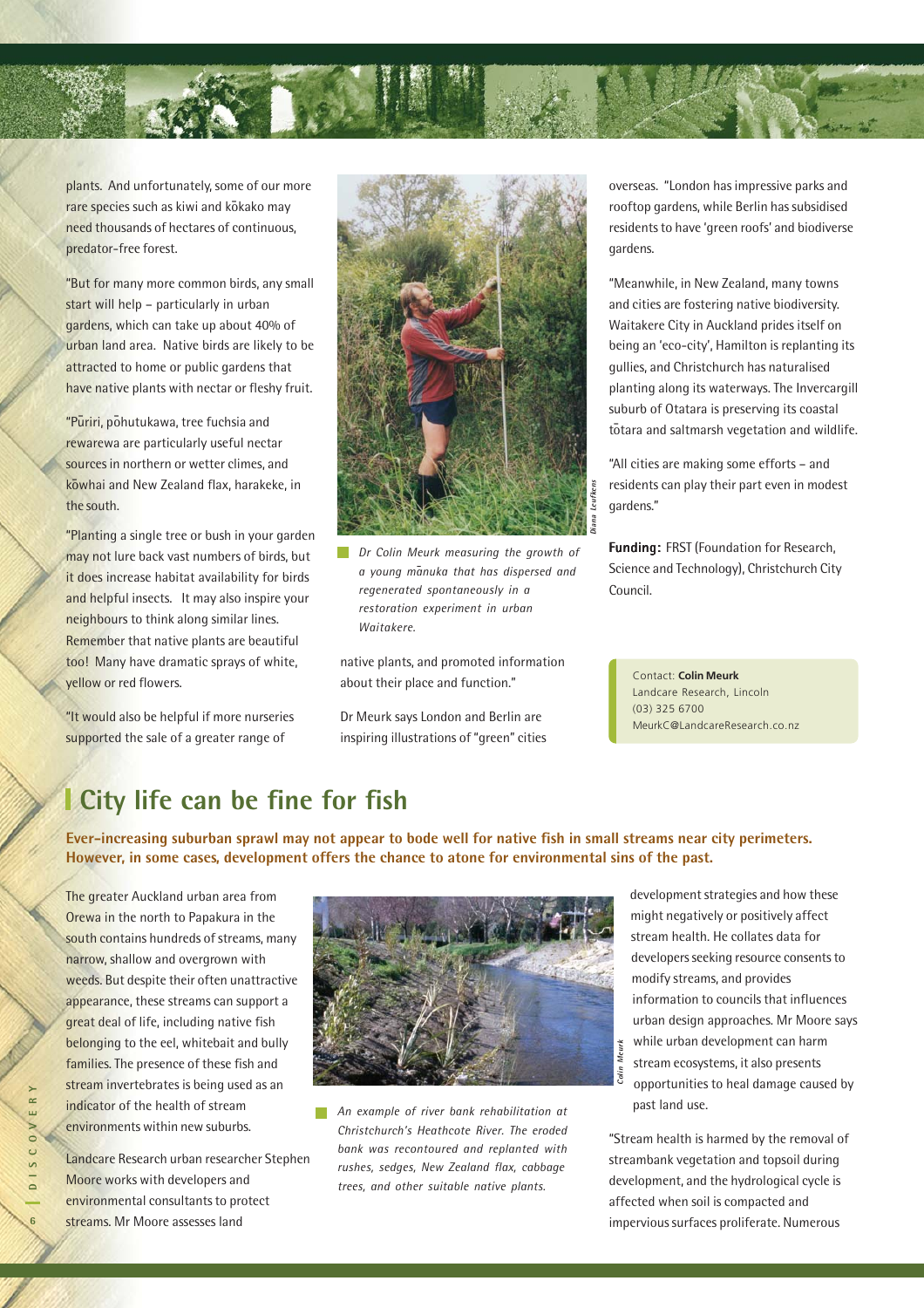plants. And unfortunately, some of our more rare species such as kiwi and kōkako may need thousands of hectares of continuous, predator-free forest.

"But for many more common birds, any small start will help – particularly in urban gardens, which can take up about 40% of urban land area. Native birds are likely to be attracted to home or public gardens that have native plants with nectar or fleshy fruit.

"Pūriri, pōhutukawa, tree fuchsia and rewarewa are particularly useful nectar sources in northern or wetter climes, and kōwhai and New Zealand flax, harakeke, in the south.

"Planting a single tree or bush in your garden may not lure back vast numbers of birds, but it does increase habitat availability for birds and helpful insects. It may also inspire your neighbours to think along similar lines. Remember that native plants are beautiful too! Many have dramatic sprays of white, yellow or red flowers.

"It would also be helpful if more nurseries supported the sale of a greater range of native plants, and promoted information about their place and function."

*Dr Colin Meurk measuring the growth of a young mānuka that has dispersed and regenerated spontaneously in a restoration experiment in urban Waitakere.*

Dr Meurk says London and Berlin are inspiring illustrations of "green" cities overseas. "London has impressive parks and rooftop gardens, while Berlin has subsidised residents to have 'green roofs' and biodiverse gardens.

"Meanwhile, in New Zealand, many towns and cities are fostering native biodiversity. Waitakere City in Auckland prides itself on being an 'eco-city', Hamilton is replanting its gullies, and Christchurch has naturalised planting along its waterways. The Invercargill suburb of Otatara is preserving its coastal tōtara and saltmarsh vegetation and wildlife.

"All cities are making some efforts – and residents can play their part even in modest gardens."

**Funding:** FRST (Foundation for Research, Science and Technology), Christchurch City Council.

Contact: **Colin Meurk**
Landcare Research, Lincoln
(03) 325 6700
MeurkC@LandcareResearch.co.nz

## City life can be fine for fish

**Ever-increasing suburban sprawl may not appear to bode well for native fish in small streams near city perimeters. However, in some cases, development offers the chance to atone for environmental sins of the past.**

The greater Auckland urban area from Orewa in the north to Papakura in the south contains hundreds of streams, many narrow, shallow and overgrown with weeds. But despite their often unattractive appearance, these streams can support a great deal of life, including native fish belonging to the eel, whitebait and bully families. The presence of these fish and stream invertebrates is being used as an indicator of the health of stream environments within new suburbs.

Landcare Research urban researcher Stephen Moore works with developers and environmental consultants to protect streams. Mr Moore assesses land development strategies and how these might negatively or positively affect stream health. He collates data for developers seeking resource consents to modify streams, and provides information to councils that influences urban design approaches. Mr Moore says while urban development can harm stream ecosystems, it also presents opportunities to heal damage caused by past land use.

*An example of river bank rehabilitation at Christchurch's Heathcote River. The eroded bank was recontoured and replanted with rushes, sedges, New Zealand flax, cabbage trees, and other suitable native plants.*

"Stream health is harmed by the removal of streambank vegetation and topsoil during development, and the hydrological cycle is affected when soil is compacted and impervious surfaces proliferate. Numerous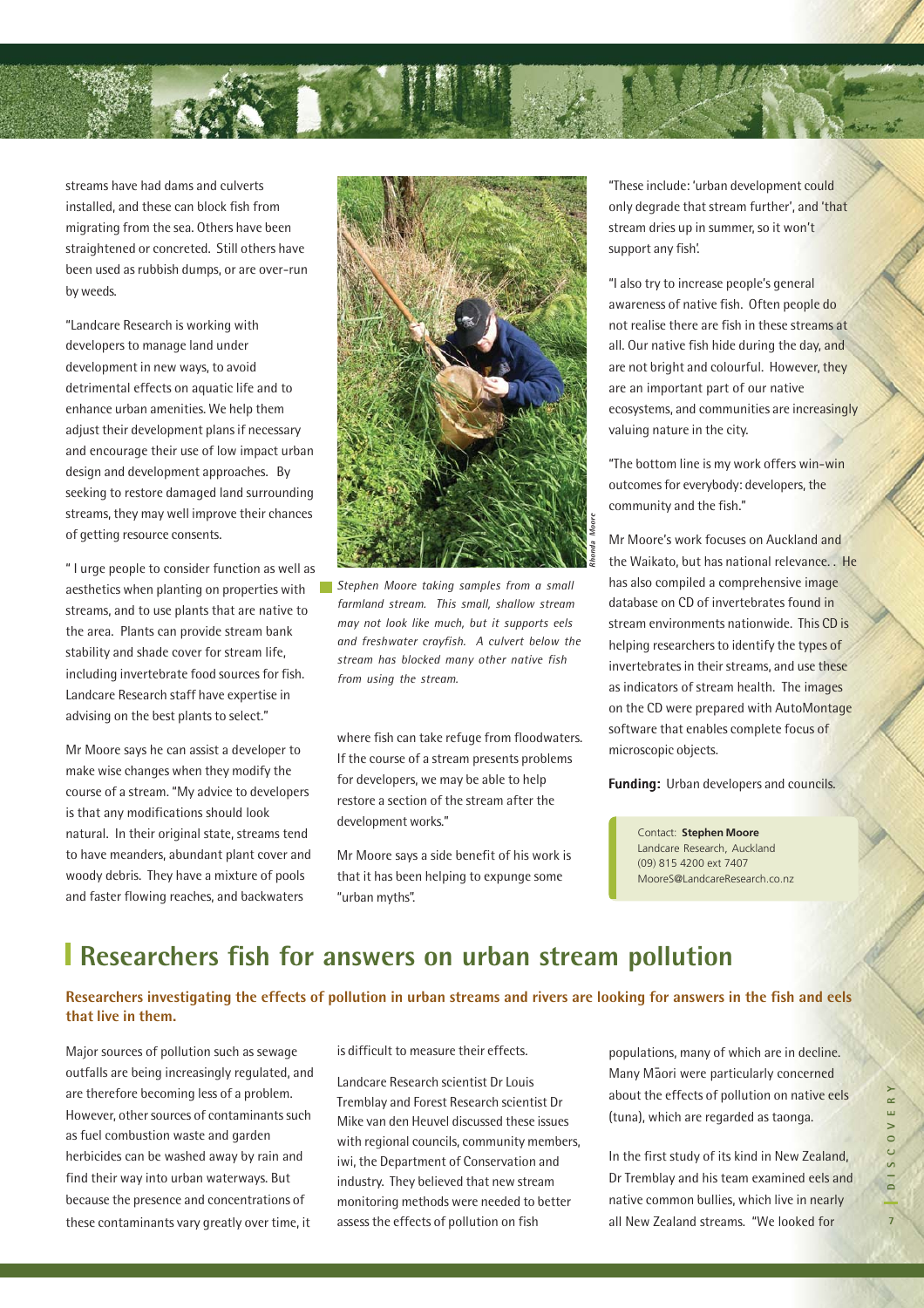streams have had dams and culverts installed, and these can block fish from migrating from the sea. Others have been straightened or concreted. Still others have been used as rubbish dumps, or are over-run by weeds.

"Landcare Research is working with developers to manage land under development in new ways, to avoid detrimental effects on aquatic life and to enhance urban amenities. We help them adjust their development plans if necessary and encourage their use of low impact urban design and development approaches. By seeking to restore damaged land surrounding streams, they may well improve their chances of getting resource consents.

" I urge people to consider function as well as aesthetics when planting on properties with streams, and to use plants that are native to the area. Plants can provide stream bank stability and shade cover for stream life, including invertebrate food sources for fish. Landcare Research staff have expertise in advising on the best plants to select."

Mr Moore says he can assist a developer to make wise changes when they modify the course of a stream. "My advice to developers is that any modifications should look natural. In their original state, streams tend to have meanders, abundant plant cover and woody debris. They have a mixture of pools and faster flowing reaches, and backwaters where fish can take refuge from floodwaters. If the course of a stream presents problems for developers, we may be able to help restore a section of the stream after the development works."

*Stephen Moore taking samples from a small farmland stream. This small, shallow stream may not look like much, but it supports eels and freshwater crayfish. A culvert below the stream has blocked many other native fish from using the stream.*

Mr Moore says a side benefit of his work is that it has been helping to expunge some "urban myths".

"These include: 'urban development could only degrade that stream further', and 'that stream dries up in summer, so it won't support any fish'.

"I also try to increase people's general awareness of native fish. Often people do not realise there are fish in these streams at all. Our native fish hide during the day, and are not bright and colourful. However, they are an important part of our native ecosystems, and communities are increasingly valuing nature in the city.

"The bottom line is my work offers win-win outcomes for everybody: developers, the community and the fish."

Mr Moore's work focuses on Auckland and the Waikato, but has national relevance. . He has also compiled a comprehensive image database on CD of invertebrates found in stream environments nationwide. This CD is helping researchers to identify the types of invertebrates in their streams, and use these as indicators of stream health. The images on the CD were prepared with AutoMontage software that enables complete focus of microscopic objects.

**Funding:** Urban developers and councils.

Contact: **Stephen Moore**
Landcare Research, Auckland
(09) 815 4200 ext 7407
MooreS@LandcareResearch.co.nz

## Researchers fish for answers on urban stream pollution

**Researchers investigating the effects of pollution in urban streams and rivers are looking for answers in the fish and eels that live in them.**

Major sources of pollution such as sewage outfalls are being increasingly regulated, and are therefore becoming less of a problem. However, other sources of contaminants such as fuel combustion waste and garden herbicides can be washed away by rain and find their way into urban waterways. But because the presence and concentrations of these contaminants vary greatly over time, it is difficult to measure their effects.

Landcare Research scientist Dr Louis Tremblay and Forest Research scientist Dr Mike van den Heuvel discussed these issues with regional councils, community members, iwi, the Department of Conservation and industry. They believed that new stream monitoring methods were needed to better assess the effects of pollution on fish populations, many of which are in decline. Many Māori were particularly concerned about the effects of pollution on native eels (tuna), which are regarded as taonga.

In the first study of its kind in New Zealand, Dr Tremblay and his team examined eels and native common bullies, which live in nearly all New Zealand streams. "We looked for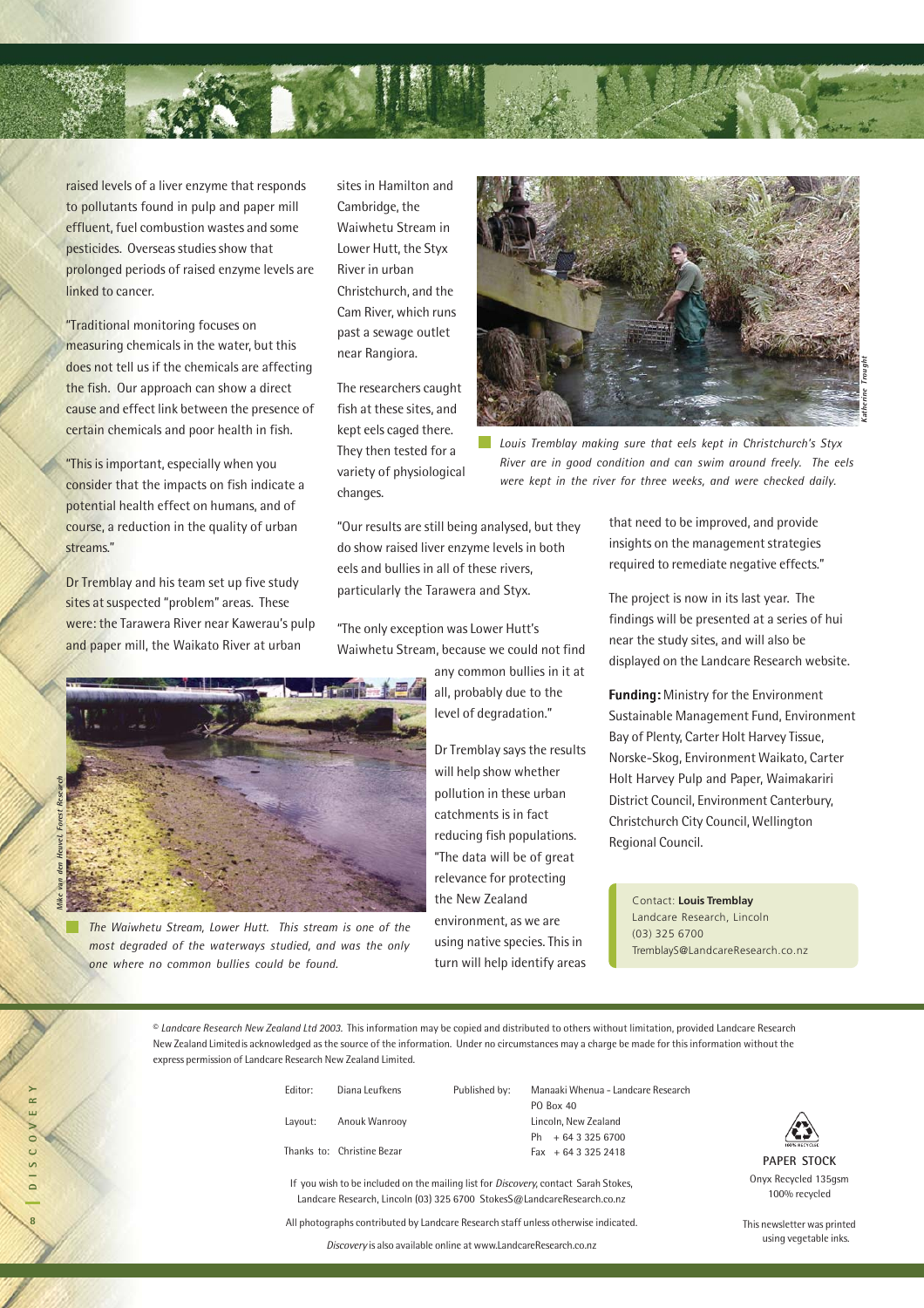raised levels of a liver enzyme that responds to pollutants found in pulp and paper mill effluent, fuel combustion wastes and some pesticides. Overseas studies show that prolonged periods of raised enzyme levels are linked to cancer.

"Traditional monitoring focuses on measuring chemicals in the water, but this does not tell us if the chemicals are affecting the fish. Our approach can show a direct cause and effect link between the presence of certain chemicals and poor health in fish.

"This is important, especially when you consider that the impacts on fish indicate a potential health effect on humans, and of course, a reduction in the quality of urban streams."

Dr Tremblay and his team set up five study sites at suspected "problem" areas. These were: the Tarawera River near Kawerau's pulp and paper mill, the Waikato River at urban sites in Hamilton and Cambridge, the Waiwhetu Stream in Lower Hutt, the Styx River in urban Christchurch, and the Cam River, which runs past a sewage outlet near Rangiora.

The researchers caught fish at these sites, and kept eels caged there. They then tested for a variety of physiological changes.

*Louis Tremblay making sure that eels kept in Christchurch's Styx River are in good condition and can swim around freely. The eels were kept in the river for three weeks, and were checked daily.*

*Katherine Trought*

"Our results are still being analysed, but they do show raised liver enzyme levels in both eels and bullies in all of these rivers, particularly the Tarawera and Styx.

"The only exception was Lower Hutt's Waiwhetu Stream, because we could not find any common bullies in it at all, probably due to the level of degradation."

*Mike van den Heuvel, Forest Research*

*The Waiwhetu Stream, Lower Hutt. This stream is one of the most degraded of the waterways studied, and was the only one where no common bullies could be found.*

Dr Tremblay says the results will help show whether pollution in these urban catchments is in fact reducing fish populations. "The data will be of great relevance for protecting the New Zealand environment, as we are using native species. This in turn will help identify areas that need to be improved, and provide insights on the management strategies required to remediate negative effects."

The project is now in its last year. The findings will be presented at a series of hui near the study sites, and will also be displayed on the Landcare Research website.

**Funding:** Ministry for the Environment Sustainable Management Fund, Environment Bay of Plenty, Carter Holt Harvey Tissue, Norske-Skog, Environment Waikato, Carter Holt Harvey Pulp and Paper, Waimakariri District Council, Environment Canterbury, Christchurch City Council, Wellington Regional Council.

Contact: **Louis Tremblay**
Landcare Research, Lincoln
(03) 325 6700
TremblayS@LandcareResearch.co.nz

© *Landcare Research New Zealand Ltd 2003.* This information may be copied and distributed to others without limitation, provided Landcare Research New Zealand Limited is acknowledged as the source of the information. Under no circumstances may a charge be made for this information without the express permission of Landcare Research New Zealand Limited.

Editor: Diana Leufkens
Layout: Anouk Wanrooy
Thanks to: Christine Bezar

Published by: Manaaki Whenua - Landcare Research
PO Box 40
Lincoln, New Zealand
Ph + 64 3 325 6700
Fax + 64 3 325 2418

If you wish to be included on the mailing list for *Discovery*, contact Sarah Stokes, Landcare Research, Lincoln (03) 325 6700 StokesS@LandcareResearch.co.nz

All photographs contributed by Landcare Research staff unless otherwise indicated.

*Discovery* is also available online at www.LandcareResearch.co.nz

PAPER STOCK
Onyx Recycled 135gsm
100% recycled

This newsletter was printed using vegetable inks.